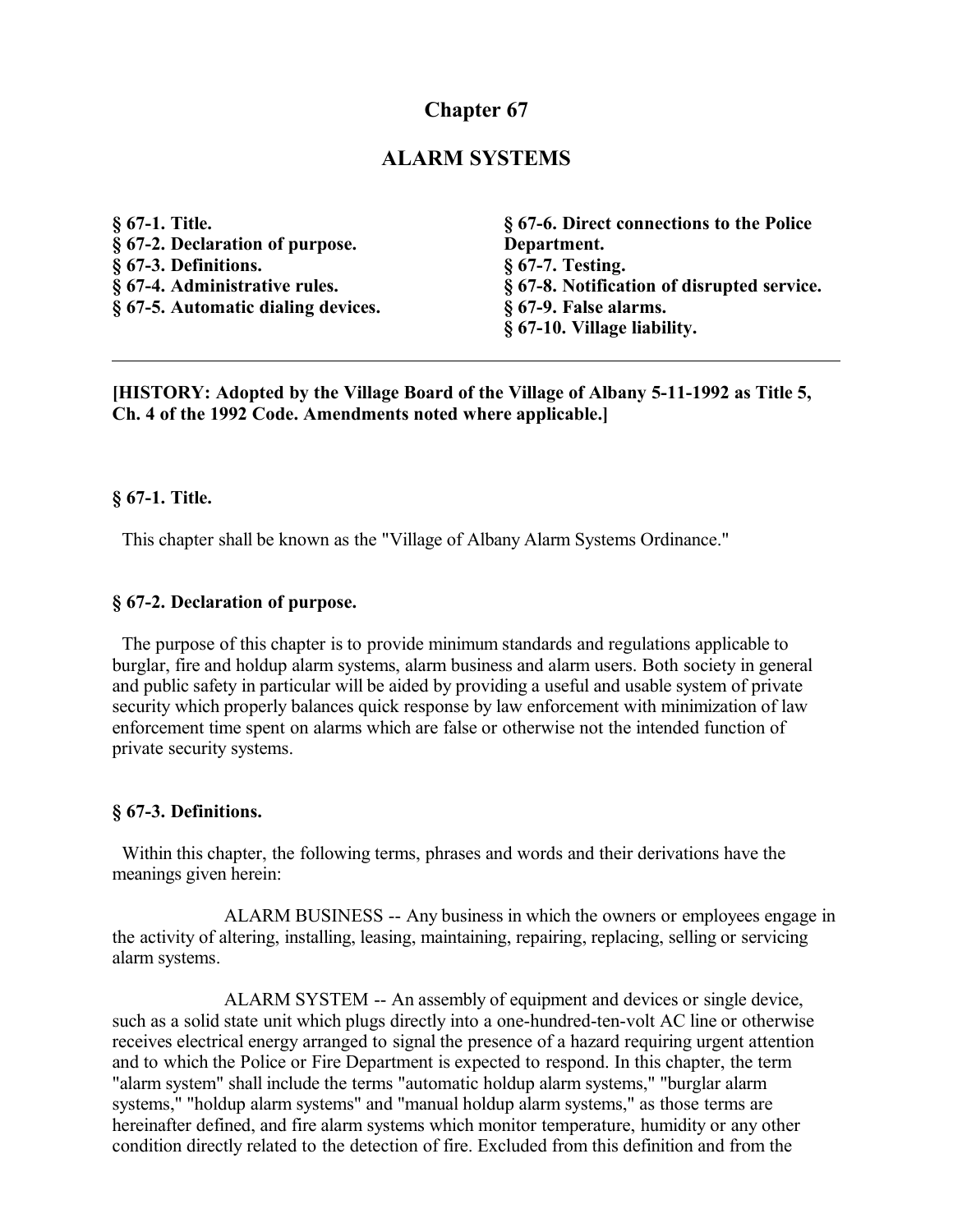# Chapter 67

## ALARM SYSTEMS

**§ 67-1. Title.**
**§ 67-2. Declaration of purpose.**
**§ 67-3. Definitions.**
**§ 67-4. Administrative rules.**
**§ 67-5. Automatic dialing devices.**
**§ 67-6. Direct connections to the Police Department.**
**§ 67-7. Testing.**
**§ 67-8. Notification of disrupted service.**
**§ 67-9. False alarms.**
**§ 67-10. Village liability.**

---

**[HISTORY: Adopted by the Village Board of the Village of Albany 5-11-1992 as Title 5, Ch. 4 of the 1992 Code. Amendments noted where applicable.]**

### § 67-1. Title.

This chapter shall be known as the "Village of Albany Alarm Systems Ordinance."

### § 67-2. Declaration of purpose.

The purpose of this chapter is to provide minimum standards and regulations applicable to burglar, fire and holdup alarm systems, alarm business and alarm users. Both society in general and public safety in particular will be aided by providing a useful and usable system of private security which properly balances quick response by law enforcement with minimization of law enforcement time spent on alarms which are false or otherwise not the intended function of private security systems.

### § 67-3. Definitions.

Within this chapter, the following terms, phrases and words and their derivations have the meanings given herein:

ALARM BUSINESS -- Any business in which the owners or employees engage in the activity of altering, installing, leasing, maintaining, repairing, replacing, selling or servicing alarm systems.

ALARM SYSTEM -- An assembly of equipment and devices or single device, such as a solid state unit which plugs directly into a one-hundred-ten-volt AC line or otherwise receives electrical energy arranged to signal the presence of a hazard requiring urgent attention and to which the Police or Fire Department is expected to respond. In this chapter, the term "alarm system" shall include the terms "automatic holdup alarm systems," "burglar alarm systems," "holdup alarm systems" and "manual holdup alarm systems," as those terms are hereinafter defined, and fire alarm systems which monitor temperature, humidity or any other condition directly related to the detection of fire. Excluded from this definition and from the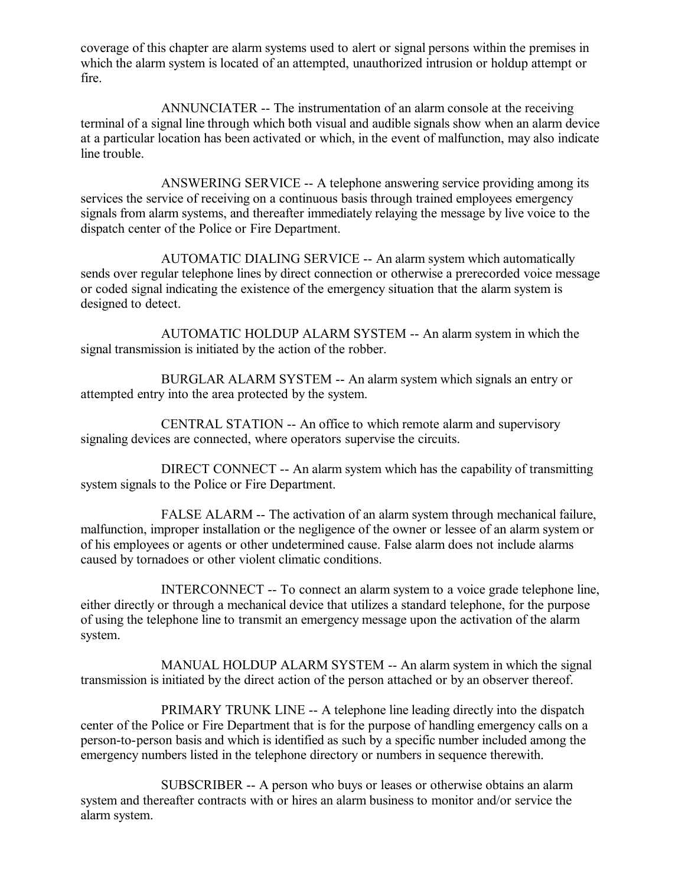coverage of this chapter are alarm systems used to alert or signal persons within the premises in which the alarm system is located of an attempted, unauthorized intrusion or holdup attempt or fire.

ANNUNCIATER -- The instrumentation of an alarm console at the receiving terminal of a signal line through which both visual and audible signals show when an alarm device at a particular location has been activated or which, in the event of malfunction, may also indicate line trouble.

ANSWERING SERVICE -- A telephone answering service providing among its services the service of receiving on a continuous basis through trained employees emergency signals from alarm systems, and thereafter immediately relaying the message by live voice to the dispatch center of the Police or Fire Department.

AUTOMATIC DIALING SERVICE -- An alarm system which automatically sends over regular telephone lines by direct connection or otherwise a prerecorded voice message or coded signal indicating the existence of the emergency situation that the alarm system is designed to detect.

AUTOMATIC HOLDUP ALARM SYSTEM -- An alarm system in which the signal transmission is initiated by the action of the robber.

BURGLAR ALARM SYSTEM -- An alarm system which signals an entry or attempted entry into the area protected by the system.

CENTRAL STATION -- An office to which remote alarm and supervisory signaling devices are connected, where operators supervise the circuits.

DIRECT CONNECT -- An alarm system which has the capability of transmitting system signals to the Police or Fire Department.

FALSE ALARM -- The activation of an alarm system through mechanical failure, malfunction, improper installation or the negligence of the owner or lessee of an alarm system or of his employees or agents or other undetermined cause. False alarm does not include alarms caused by tornadoes or other violent climatic conditions.

INTERCONNECT -- To connect an alarm system to a voice grade telephone line, either directly or through a mechanical device that utilizes a standard telephone, for the purpose of using the telephone line to transmit an emergency message upon the activation of the alarm system.

MANUAL HOLDUP ALARM SYSTEM -- An alarm system in which the signal transmission is initiated by the direct action of the person attached or by an observer thereof.

PRIMARY TRUNK LINE -- A telephone line leading directly into the dispatch center of the Police or Fire Department that is for the purpose of handling emergency calls on a person-to-person basis and which is identified as such by a specific number included among the emergency numbers listed in the telephone directory or numbers in sequence therewith.

SUBSCRIBER -- A person who buys or leases or otherwise obtains an alarm system and thereafter contracts with or hires an alarm business to monitor and/or service the alarm system.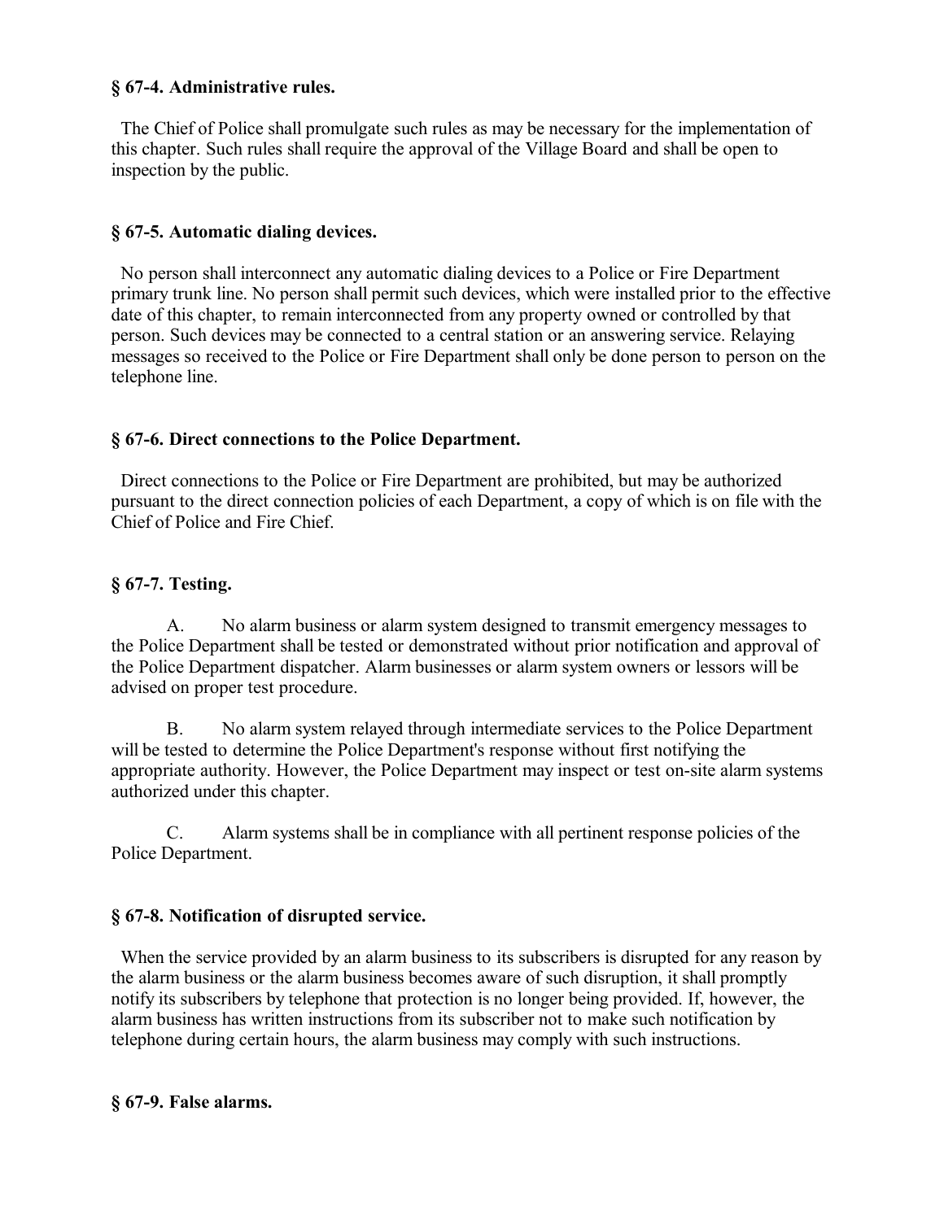### § 67-4. Administrative rules.

The Chief of Police shall promulgate such rules as may be necessary for the implementation of this chapter. Such rules shall require the approval of the Village Board and shall be open to inspection by the public.

### § 67-5. Automatic dialing devices.

No person shall interconnect any automatic dialing devices to a Police or Fire Department primary trunk line. No person shall permit such devices, which were installed prior to the effective date of this chapter, to remain interconnected from any property owned or controlled by that person. Such devices may be connected to a central station or an answering service. Relaying messages so received to the Police or Fire Department shall only be done person to person on the telephone line.

### § 67-6. Direct connections to the Police Department.

Direct connections to the Police or Fire Department are prohibited, but may be authorized pursuant to the direct connection policies of each Department, a copy of which is on file with the Chief of Police and Fire Chief.

### § 67-7. Testing.

A. No alarm business or alarm system designed to transmit emergency messages to the Police Department shall be tested or demonstrated without prior notification and approval of the Police Department dispatcher. Alarm businesses or alarm system owners or lessors will be advised on proper test procedure.

B. No alarm system relayed through intermediate services to the Police Department will be tested to determine the Police Department's response without first notifying the appropriate authority. However, the Police Department may inspect or test on-site alarm systems authorized under this chapter.

C. Alarm systems shall be in compliance with all pertinent response policies of the Police Department.

### § 67-8. Notification of disrupted service.

When the service provided by an alarm business to its subscribers is disrupted for any reason by the alarm business or the alarm business becomes aware of such disruption, it shall promptly notify its subscribers by telephone that protection is no longer being provided. If, however, the alarm business has written instructions from its subscriber not to make such notification by telephone during certain hours, the alarm business may comply with such instructions.

### § 67-9. False alarms.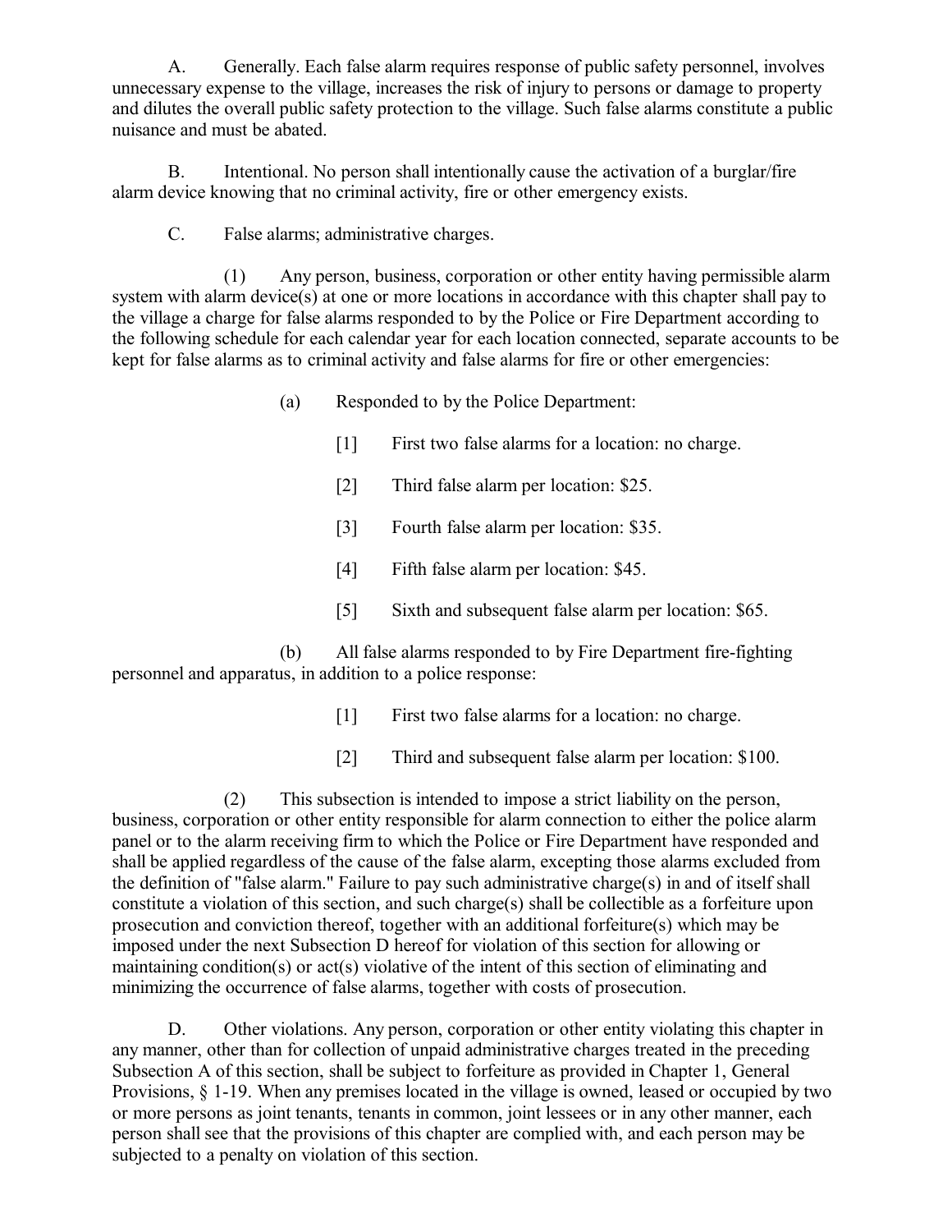A. Generally. Each false alarm requires response of public safety personnel, involves unnecessary expense to the village, increases the risk of injury to persons or damage to property and dilutes the overall public safety protection to the village. Such false alarms constitute a public nuisance and must be abated.

B. Intentional. No person shall intentionally cause the activation of a burglar/fire alarm device knowing that no criminal activity, fire or other emergency exists.

C. False alarms; administrative charges.

(1) Any person, business, corporation or other entity having permissible alarm system with alarm device(s) at one or more locations in accordance with this chapter shall pay to the village a charge for false alarms responded to by the Police or Fire Department according to the following schedule for each calendar year for each location connected, separate accounts to be kept for false alarms as to criminal activity and false alarms for fire or other emergencies:

(a) Responded to by the Police Department:

[1] First two false alarms for a location: no charge.

[2] Third false alarm per location: $25.

[3] Fourth false alarm per location: $35.

[4] Fifth false alarm per location: $45.

[5] Sixth and subsequent false alarm per location: $65.

(b) All false alarms responded to by Fire Department fire-fighting personnel and apparatus, in addition to a police response:

[1] First two false alarms for a location: no charge.

[2] Third and subsequent false alarm per location: $100.

(2) This subsection is intended to impose a strict liability on the person, business, corporation or other entity responsible for alarm connection to either the police alarm panel or to the alarm receiving firm to which the Police or Fire Department have responded and shall be applied regardless of the cause of the false alarm, excepting those alarms excluded from the definition of "false alarm." Failure to pay such administrative charge(s) in and of itself shall constitute a violation of this section, and such charge(s) shall be collectible as a forfeiture upon prosecution and conviction thereof, together with an additional forfeiture(s) which may be imposed under the next Subsection D hereof for violation of this section for allowing or maintaining condition(s) or act(s) violative of the intent of this section of eliminating and minimizing the occurrence of false alarms, together with costs of prosecution.

D. Other violations. Any person, corporation or other entity violating this chapter in any manner, other than for collection of unpaid administrative charges treated in the preceding Subsection A of this section, shall be subject to forfeiture as provided in Chapter 1, General Provisions, § 1-19. When any premises located in the village is owned, leased or occupied by two or more persons as joint tenants, tenants in common, joint lessees or in any other manner, each person shall see that the provisions of this chapter are complied with, and each person may be subjected to a penalty on violation of this section.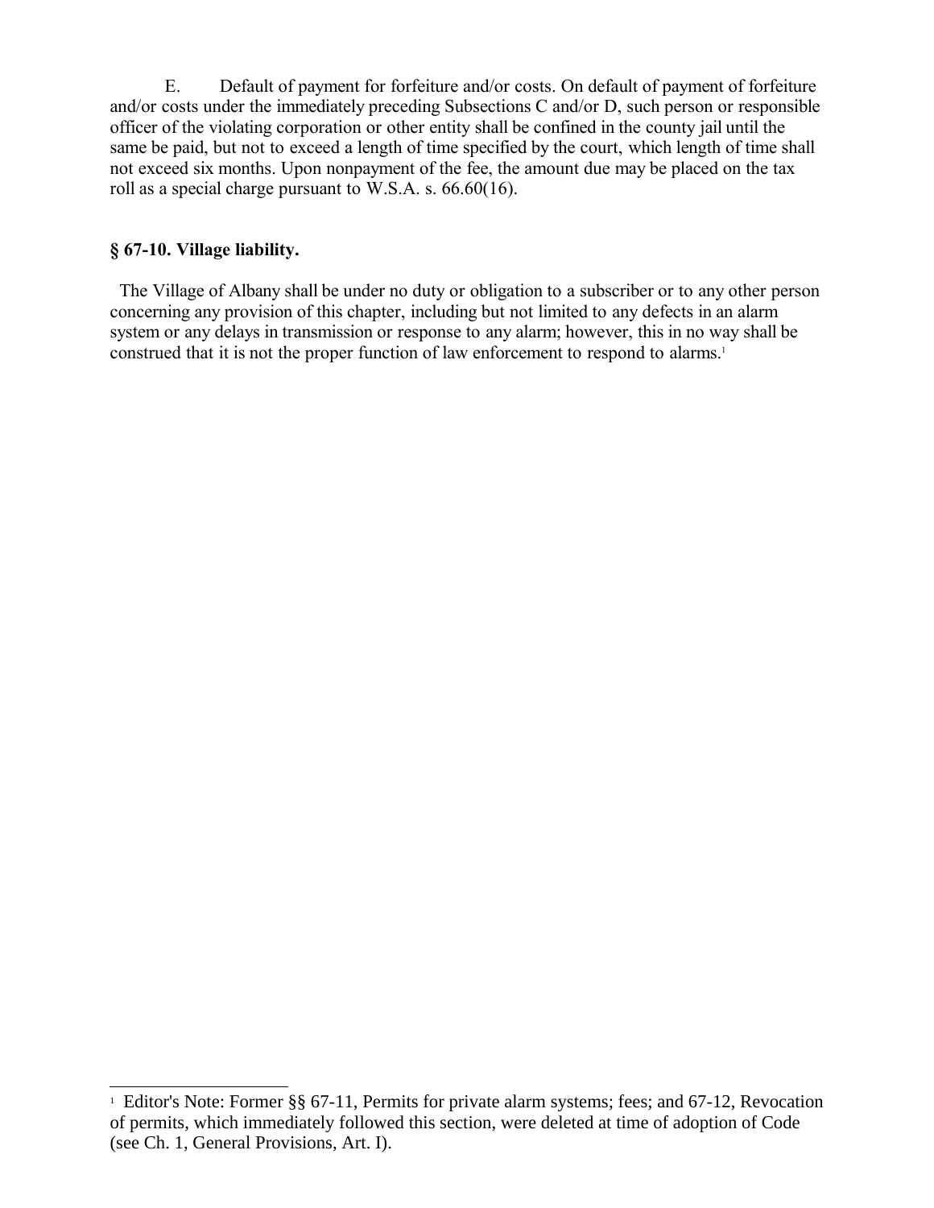E. Default of payment for forfeiture and/or costs. On default of payment of forfeiture and/or costs under the immediately preceding Subsections C and/or D, such person or responsible officer of the violating corporation or other entity shall be confined in the county jail until the same be paid, but not to exceed a length of time specified by the court, which length of time shall not exceed six months. Upon nonpayment of the fee, the amount due may be placed on the tax roll as a special charge pursuant to W.S.A. s. 66.60(16).

### § 67-10. Village liability.

The Village of Albany shall be under no duty or obligation to a subscriber or to any other person concerning any provision of this chapter, including but not limited to any defects in an alarm system or any delays in transmission or response to any alarm; however, this in no way shall be construed that it is not the proper function of law enforcement to respond to alarms.[1]

[1] Editor's Note: Former §§ 67-11, Permits for private alarm systems; fees; and 67-12, Revocation of permits, which immediately followed this section, were deleted at time of adoption of Code (see Ch. 1, General Provisions, Art. I).